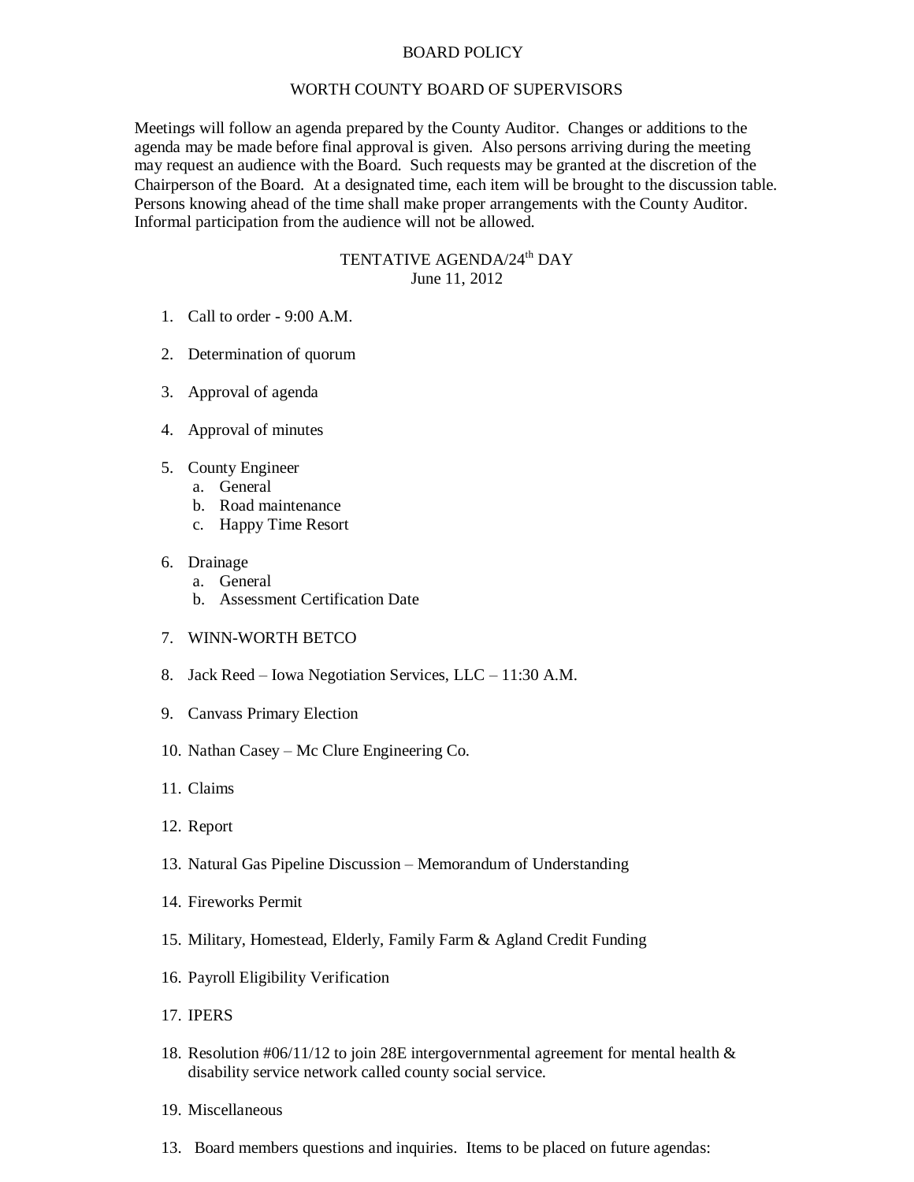# BOARD POLICY

## WORTH COUNTY BOARD OF SUPERVISORS

Meetings will follow an agenda prepared by the County Auditor. Changes or additions to the agenda may be made before final approval is given. Also persons arriving during the meeting may request an audience with the Board. Such requests may be granted at the discretion of the Chairperson of the Board. At a designated time, each item will be brought to the discussion table. Persons knowing ahead of the time shall make proper arrangements with the County Auditor. Informal participation from the audience will not be allowed.

## TENTATIVE AGENDA/24th DAY
June 11, 2012

1. Call to order - 9:00 A.M.

2. Determination of quorum

3. Approval of agenda

4. Approval of minutes

5. County Engineer
   a. General
   b. Road maintenance
   c. Happy Time Resort

6. Drainage
   a. General
   b. Assessment Certification Date

7. WINN-WORTH BETCO

8. Jack Reed – Iowa Negotiation Services, LLC – 11:30 A.M.

9. Canvass Primary Election

10. Nathan Casey – Mc Clure Engineering Co.

11. Claims

12. Report

13. Natural Gas Pipeline Discussion – Memorandum of Understanding

14. Fireworks Permit

15. Military, Homestead, Elderly, Family Farm & Agland Credit Funding

16. Payroll Eligibility Verification

17. IPERS

18. Resolution #06/11/12 to join 28E intergovernmental agreement for mental health & disability service network called county social service.

19. Miscellaneous

13. Board members questions and inquiries. Items to be placed on future agendas: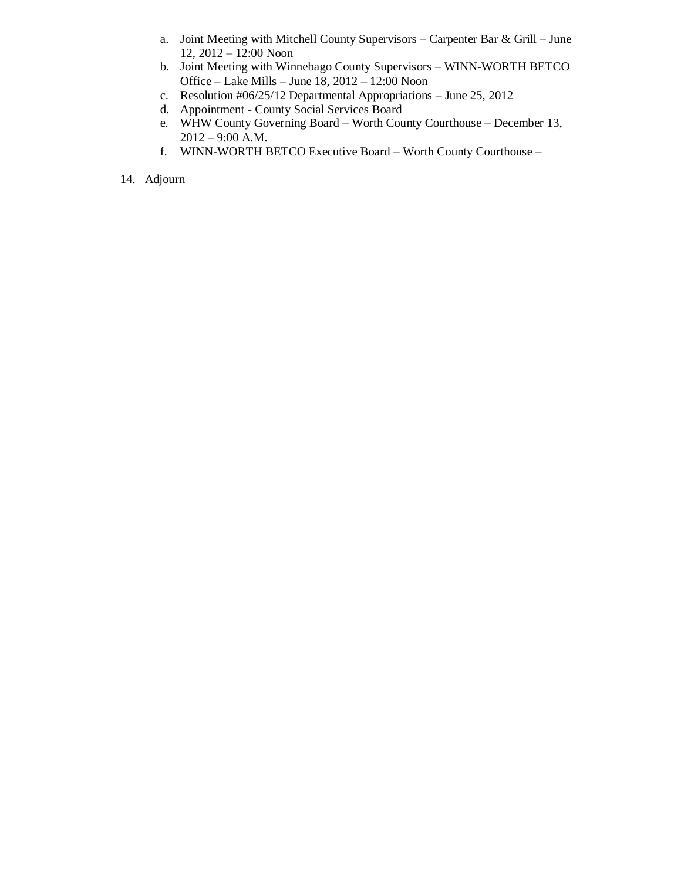a. Joint Meeting with Mitchell County Supervisors – Carpenter Bar & Grill – June 12, 2012 – 12:00 Noon
   b. Joint Meeting with Winnebago County Supervisors – WINN-WORTH BETCO Office – Lake Mills – June 18, 2012 – 12:00 Noon
   c. Resolution #06/25/12 Departmental Appropriations – June 25, 2012
   d. Appointment - County Social Services Board
   e. WHW County Governing Board – Worth County Courthouse – December 13, 2012 – 9:00 A.M.
   f. WINN-WORTH BETCO Executive Board – Worth County Courthouse –

14. Adjourn